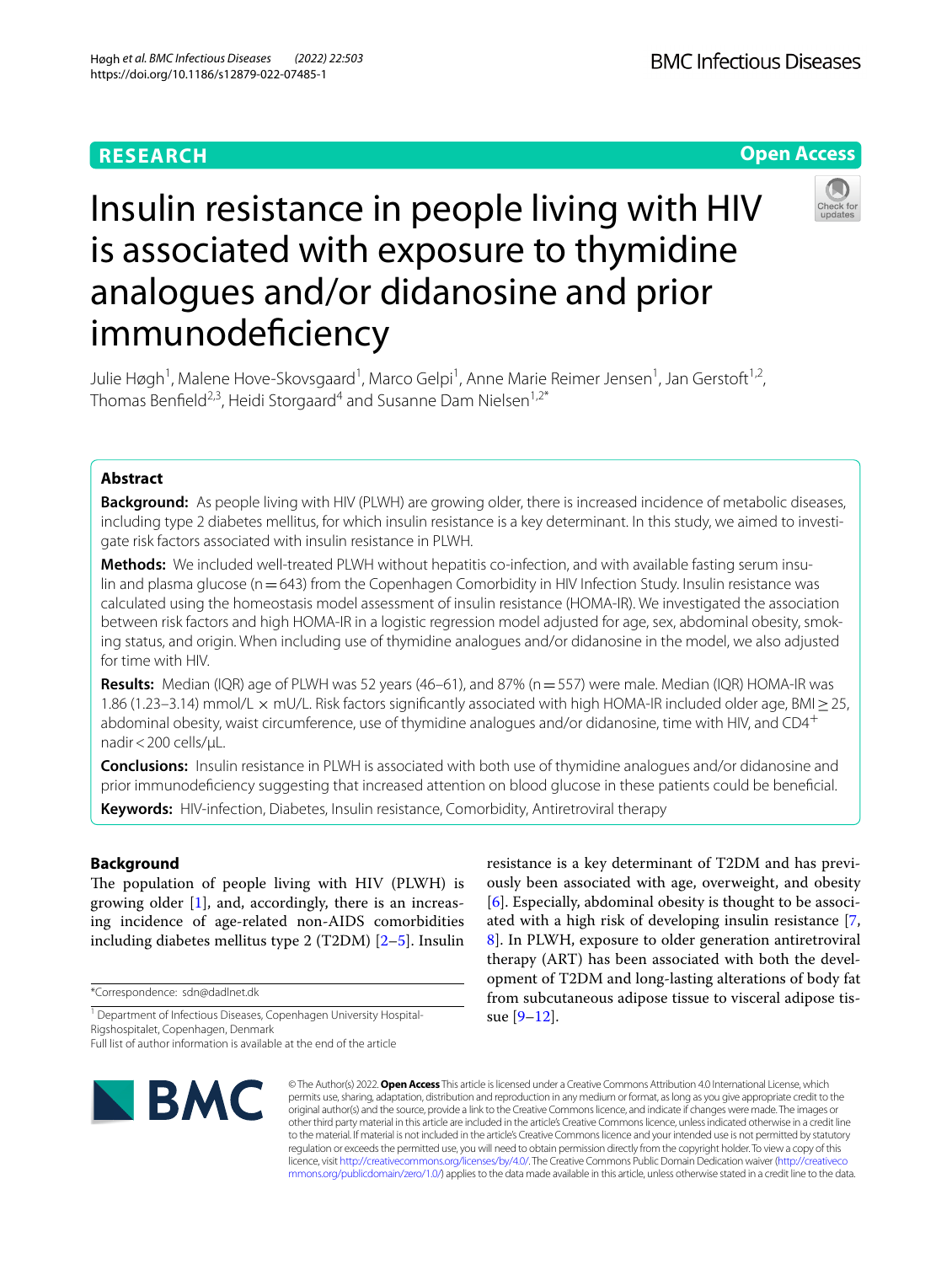RESEARCH

Open Access

# Insulin resistance in people living with HIV is associated with exposure to thymidine analogues and/or didanosine and prior immunodeficiency

Julie Høgh[1], Malene Hove-Skovsgaard[1], Marco Gelpi[1], Anne Marie Reimer Jensen[1], Jan Gerstoft[1,2], Thomas Benfield[2,3], Heidi Storgaard[4] and Susanne Dam Nielsen[1,2*]

## Abstract

**Background:** As people living with HIV (PLWH) are growing older, there is increased incidence of metabolic diseases, including type 2 diabetes mellitus, for which insulin resistance is a key determinant. In this study, we aimed to investigate risk factors associated with insulin resistance in PLWH.

**Methods:** We included well-treated PLWH without hepatitis co-infection, and with available fasting serum insulin and plasma glucose (n = 643) from the Copenhagen Comorbidity in HIV Infection Study. Insulin resistance was calculated using the homeostasis model assessment of insulin resistance (HOMA-IR). We investigated the association between risk factors and high HOMA-IR in a logistic regression model adjusted for age, sex, abdominal obesity, smoking status, and origin. When including use of thymidine analogues and/or didanosine in the model, we also adjusted for time with HIV.

**Results:** Median (IQR) age of PLWH was 52 years (46–61), and 87% (n = 557) were male. Median (IQR) HOMA-IR was 1.86 (1.23–3.14) mmol/L × mU/L. Risk factors significantly associated with high HOMA-IR included older age, BMI ≥ 25, abdominal obesity, waist circumference, use of thymidine analogues and/or didanosine, time with HIV, and $CD4^+$ nadir < 200 cells/μL.

**Conclusions:** Insulin resistance in PLWH is associated with both use of thymidine analogues and/or didanosine and prior immunodeficiency suggesting that increased attention on blood glucose in these patients could be beneficial.

**Keywords:** HIV-infection, Diabetes, Insulin resistance, Comorbidity, Antiretroviral therapy

## Background

The population of people living with HIV (PLWH) is growing older [1], and, accordingly, there is an increasing incidence of age-related non-AIDS comorbidities including diabetes mellitus type 2 (T2DM) [2–5]. Insulin resistance is a key determinant of T2DM and has previously been associated with age, overweight, and obesity [6]. Especially, abdominal obesity is thought to be associated with a high risk of developing insulin resistance [7, 8]. In PLWH, exposure to older generation antiretroviral therapy (ART) has been associated with both the development of T2DM and long-lasting alterations of body fat from subcutaneous adipose tissue to visceral adipose tissue [9–12].

*Correspondence: sdn@dadlnet.dk

[1] Department of Infectious Diseases, Copenhagen University Hospital-Rigshospitalet, Copenhagen, Denmark

Full list of author information is available at the end of the article

© The Author(s) 2022. **Open Access** This article is licensed under a Creative Commons Attribution 4.0 International License, which permits use, sharing, adaptation, distribution and reproduction in any medium or format, as long as you give appropriate credit to the original author(s) and the source, provide a link to the Creative Commons licence, and indicate if changes were made. The images or other third party material in this article are included in the article's Creative Commons licence, unless indicated otherwise in a credit line to the material. If material is not included in the article's Creative Commons licence and your intended use is not permitted by statutory regulation or exceeds the permitted use, you will need to obtain permission directly from the copyright holder. To view a copy of this licence, visit http://creativecommons.org/licenses/by/4.0/. The Creative Commons Public Domain Dedication waiver (http://creativecommons.org/publicdomain/zero/1.0/) applies to the data made available in this article, unless otherwise stated in a credit line to the data.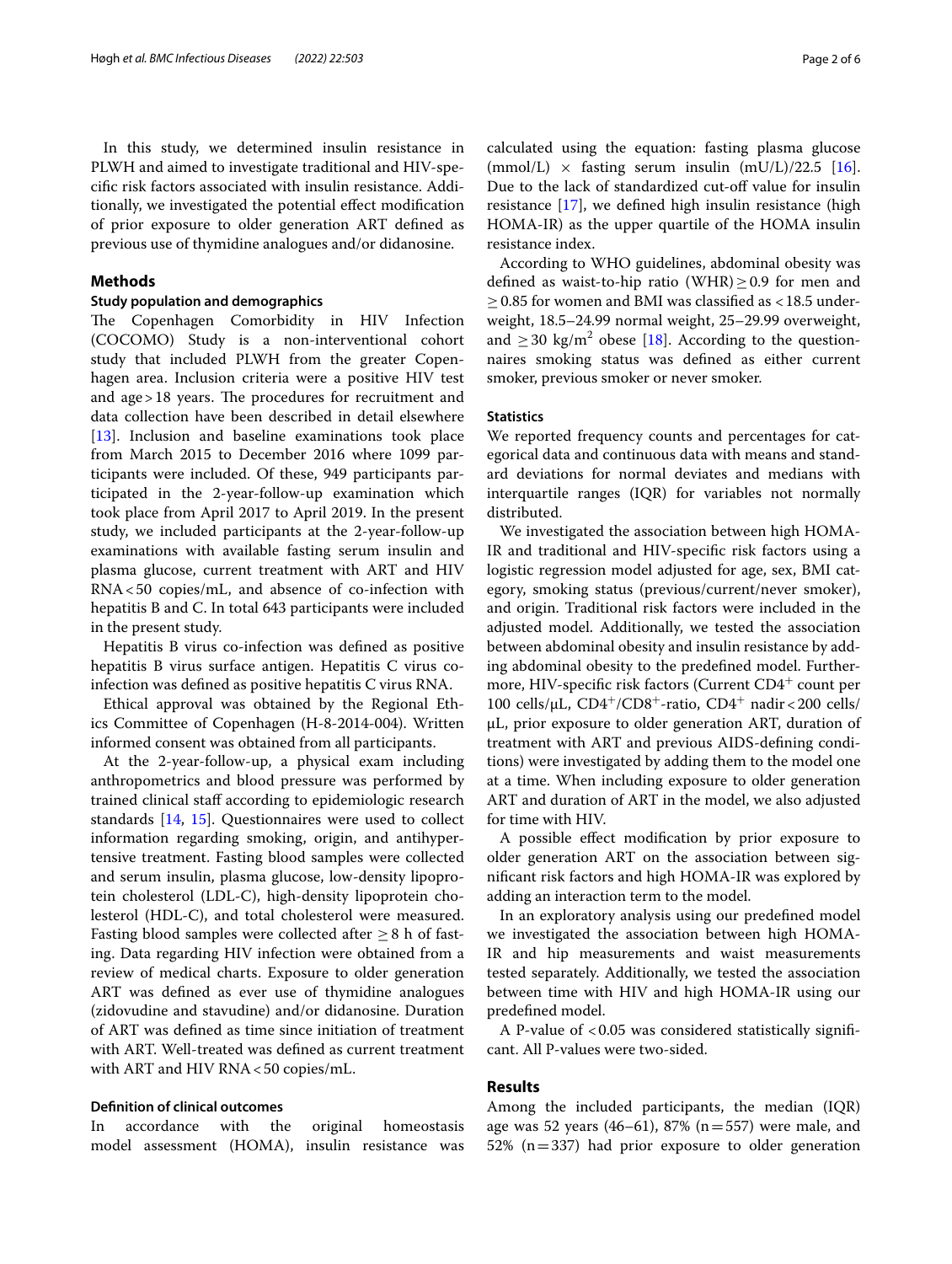In this study, we determined insulin resistance in PLWH and aimed to investigate traditional and HIV-specific risk factors associated with insulin resistance. Additionally, we investigated the potential effect modification of prior exposure to older generation ART defined as previous use of thymidine analogues and/or didanosine.

## Methods

### Study population and demographics

The Copenhagen Comorbidity in HIV Infection (COCOMO) Study is a non-interventional cohort study that included PLWH from the greater Copenhagen area. Inclusion criteria were a positive HIV test and age > 18 years. The procedures for recruitment and data collection have been described in detail elsewhere [13]. Inclusion and baseline examinations took place from March 2015 to December 2016 where 1099 participants were included. Of these, 949 participants participated in the 2-year-follow-up examination which took place from April 2017 to April 2019. In the present study, we included participants at the 2-year-follow-up examinations with available fasting serum insulin and plasma glucose, current treatment with ART and HIV RNA < 50 copies/mL, and absence of co-infection with hepatitis B and C. In total 643 participants were included in the present study.

Hepatitis B virus co-infection was defined as positive hepatitis B virus surface antigen. Hepatitis C virus co-infection was defined as positive hepatitis C virus RNA.

Ethical approval was obtained by the Regional Ethics Committee of Copenhagen (H-8-2014-004). Written informed consent was obtained from all participants.

At the 2-year-follow-up, a physical exam including anthropometrics and blood pressure was performed by trained clinical staff according to epidemiologic research standards [14, 15]. Questionnaires were used to collect information regarding smoking, origin, and antihypertensive treatment. Fasting blood samples were collected and serum insulin, plasma glucose, low-density lipoprotein cholesterol (LDL-C), high-density lipoprotein cholesterol (HDL-C), and total cholesterol were measured. Fasting blood samples were collected after ≥ 8 h of fasting. Data regarding HIV infection were obtained from a review of medical charts. Exposure to older generation ART was defined as ever use of thymidine analogues (zidovudine and stavudine) and/or didanosine. Duration of ART was defined as time since initiation of treatment with ART. Well-treated was defined as current treatment with ART and HIV RNA < 50 copies/mL.

### Definition of clinical outcomes

In accordance with the original homeostasis model assessment (HOMA), insulin resistance was calculated using the equation: fasting plasma glucose (mmol/L) × fasting serum insulin (mU/L)/22.5 [16]. Due to the lack of standardized cut-off value for insulin resistance [17], we defined high insulin resistance (high HOMA-IR) as the upper quartile of the HOMA insulin resistance index.

According to WHO guidelines, abdominal obesity was defined as waist-to-hip ratio (WHR) ≥ 0.9 for men and ≥ 0.85 for women and BMI was classified as < 18.5 underweight, 18.5–24.99 normal weight, 25–29.99 overweight, and ≥ 30 kg/m$^2$ obese [18]. According to the questionnaires smoking status was defined as either current smoker, previous smoker or never smoker.

### Statistics

We reported frequency counts and percentages for categorical data and continuous data with means and standard deviations for normal deviates and medians with interquartile ranges (IQR) for variables not normally distributed.

We investigated the association between high HOMA-IR and traditional and HIV-specific risk factors using a logistic regression model adjusted for age, sex, BMI category, smoking status (previous/current/never smoker), and origin. Traditional risk factors were included in the adjusted model. Additionally, we tested the association between abdominal obesity and insulin resistance by adding abdominal obesity to the predefined model. Furthermore, HIV-specific risk factors (Current CD4$^+$ count per 100 cells/μL, CD4$^+$/CD8$^+$-ratio, CD4$^+$ nadir < 200 cells/μL, prior exposure to older generation ART, duration of treatment with ART and previous AIDS-defining conditions) were investigated by adding them to the model one at a time. When including exposure to older generation ART and duration of ART in the model, we also adjusted for time with HIV.

A possible effect modification by prior exposure to older generation ART on the association between significant risk factors and high HOMA-IR was explored by adding an interaction term to the model.

In an exploratory analysis using our predefined model we investigated the association between high HOMA-IR and hip measurements and waist measurements tested separately. Additionally, we tested the association between time with HIV and high HOMA-IR using our predefined model.

A P-value of < 0.05 was considered statistically significant. All P-values were two-sided.

## Results

Among the included participants, the median (IQR) age was 52 years (46–61), 87% (n = 557) were male, and 52% (n = 337) had prior exposure to older generation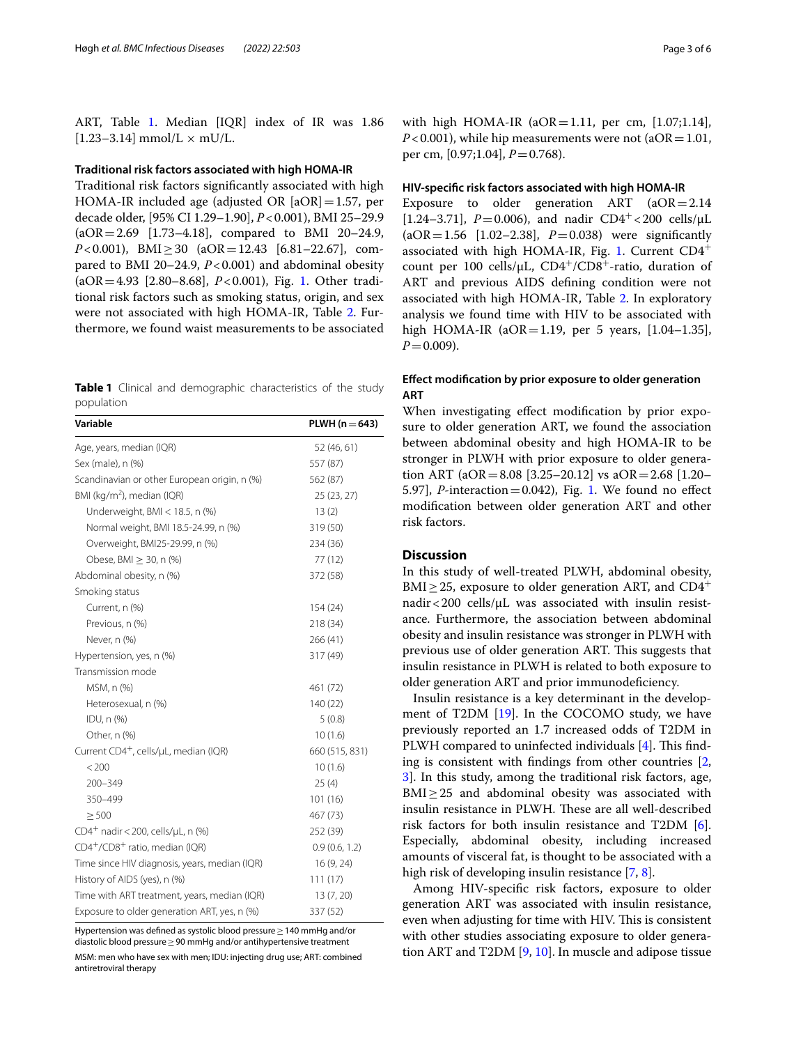ART, Table 1. Median [IQR] index of IR was 1.86 [1.23–3.14] mmol/L × mU/L.

### Traditional risk factors associated with high HOMA-IR

Traditional risk factors significantly associated with high HOMA-IR included age (adjusted OR [aOR] = 1.57, per decade older, [95% CI 1.29–1.90], $P<0.001$), BMI 25–29.9 (aOR = 2.69 [1.73–4.18], compared to BMI 20–24.9, $P<0.001$), BMI ≥ 30 (aOR = 12.43 [6.81–22.67], compared to BMI 20–24.9, $P<0.001$) and abdominal obesity (aOR = 4.93 [2.80–8.68], $P<0.001$), Fig. 1. Other traditional risk factors such as smoking status, origin, and sex were not associated with high HOMA-IR, Table 2. Furthermore, we found waist measurements to be associated with high HOMA-IR (aOR = 1.11, per cm, [1.07;1.14], $P<0.001$), while hip measurements were not (aOR = 1.01, per cm, [0.97;1.04], $P=0.768$).

**Table 1** Clinical and demographic characteristics of the study population

| Variable | PLWH (n = 643) |
|---|---|
| Age, years, median (IQR) | 52 (46, 61) |
| Sex (male), n (%) | 557 (87) |
| Scandinavian or other European origin, n (%) | 562 (87) |
| BMI (kg/m$^2$), median (IQR) | 25 (23, 27) |
| Underweight, BMI < 18.5, n (%) | 13 (2) |
| Normal weight, BMI 18.5-24.99, n (%) | 319 (50) |
| Overweight, BMI25-29.99, n (%) | 234 (36) |
| Obese, BMI ≥ 30, n (%) | 77 (12) |
| Abdominal obesity, n (%) | 372 (58) |
| Smoking status | |
| Current, n (%) | 154 (24) |
| Previous, n (%) | 218 (34) |
| Never, n (%) | 266 (41) |
| Hypertension, yes, n (%) | 317 (49) |
| Transmission mode | |
| MSM, n (%) | 461 (72) |
| Heterosexual, n (%) | 140 (22) |
| IDU, n (%) | 5 (0.8) |
| Other, n (%) | 10 (1.6) |
| Current CD4$^+$, cells/μL, median (IQR) | 660 (515, 831) |
| < 200 | 10 (1.6) |
| 200–349 | 25 (4) |
| 350–499 | 101 (16) |
| ≥ 500 | 467 (73) |
| CD4$^+$ nadir < 200, cells/μL, n (%) | 252 (39) |
| CD4$^+$/CD8$^+$ ratio, median (IQR) | 0.9 (0.6, 1.2) |
| Time since HIV diagnosis, years, median (IQR) | 16 (9, 24) |
| History of AIDS (yes), n (%) | 111 (17) |
| Time with ART treatment, years, median (IQR) | 13 (7, 20) |
| Exposure to older generation ART, yes, n (%) | 337 (52) |

Hypertension was defined as systolic blood pressure ≥ 140 mmHg and/or diastolic blood pressure ≥ 90 mmHg and/or antihypertensive treatment

MSM: men who have sex with men; IDU: injecting drug use; ART: combined antiretroviral therapy

### HIV-specific risk factors associated with high HOMA-IR

Exposure to older generation ART (aOR = 2.14 [1.24–3.71], $P=0.006$), and nadir CD4$^+$ < 200 cells/μL (aOR = 1.56 [1.02–2.38], $P=0.038$) were significantly associated with high HOMA-IR, Fig. 1. Current CD4$^+$ count per 100 cells/μL, CD4$^+$/CD8$^+$-ratio, duration of ART and previous AIDS defining condition were not associated with high HOMA-IR, Table 2. In exploratory analysis we found time with HIV to be associated with high HOMA-IR (aOR = 1.19, per 5 years, [1.04–1.35], $P=0.009$).

### Effect modification by prior exposure to older generation ART

When investigating effect modification by prior exposure to older generation ART, we found the association between abdominal obesity and high HOMA-IR to be stronger in PLWH with prior exposure to older generation ART (aOR = 8.08 [3.25–20.12] vs aOR = 2.68 [1.20–5.97], $P$-interaction = 0.042), Fig. 1. We found no effect modification between older generation ART and other risk factors.

## Discussion

In this study of well-treated PLWH, abdominal obesity, BMI ≥ 25, exposure to older generation ART, and CD4$^+$ nadir < 200 cells/μL was associated with insulin resistance. Furthermore, the association between abdominal obesity and insulin resistance was stronger in PLWH with previous use of older generation ART. This suggests that insulin resistance in PLWH is related to both exposure to older generation ART and prior immunodeficiency.

Insulin resistance is a key determinant in the development of T2DM [19]. In the COCOMO study, we have previously reported an 1.7 increased odds of T2DM in PLWH compared to uninfected individuals [4]. This finding is consistent with findings from other countries [2, 3]. In this study, among the traditional risk factors, age, BMI ≥ 25 and abdominal obesity was associated with insulin resistance in PLWH. These are all well-described risk factors for both insulin resistance and T2DM [6]. Especially, abdominal obesity, including increased amounts of visceral fat, is thought to be associated with a high risk of developing insulin resistance [7, 8].

Among HIV-specific risk factors, exposure to older generation ART was associated with insulin resistance, even when adjusting for time with HIV. This is consistent with other studies associating exposure to older generation ART and T2DM [9, 10]. In muscle and adipose tissue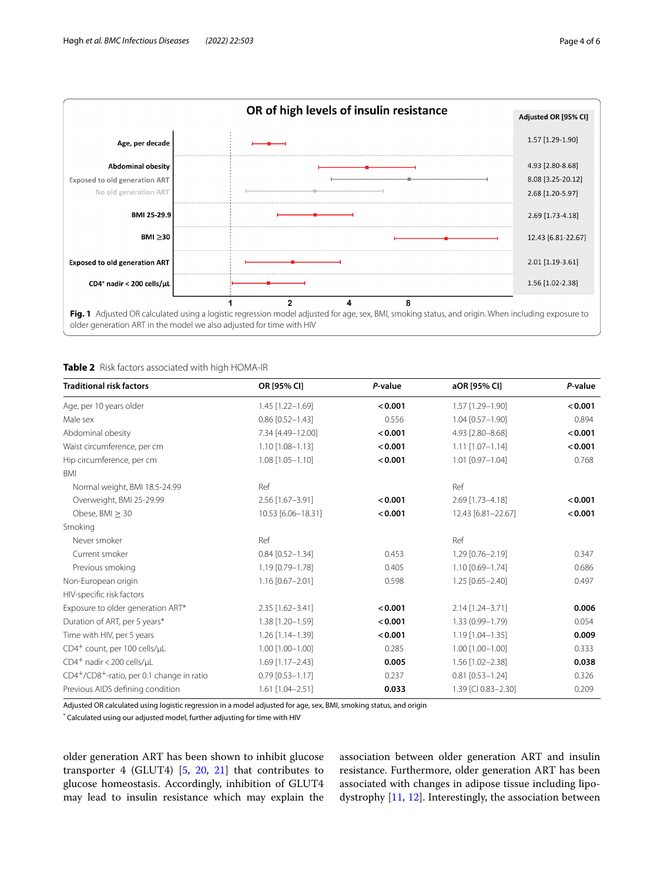**OR of high levels of insulin resistance**

| | Adjusted OR [95% CI] |
|---|---|
| Age, per decade | 1.57 [1.29-1.90] |
| Abdominal obesity | 4.93 [2.80-8.68] |
| Exposed to old generation ART | 8.08 [3.25-20.12] |
| No old generation ART | 2.68 [1.20-5.97] |
| BMI 25-29.9 | 2.69 [1.73-4.18] |
| BMI ≥30 | 12.43 [6.81-22.67] |
| Exposed to old generation ART | 2.01 [1.19-3.61] |
| CD4+ nadir < 200 cells/μL | 1.56 [1.02-2.38] |

**Fig. 1** Adjusted OR calculated using a logistic regression model adjusted for age, sex, BMI, smoking status, and origin. When including exposure to older generation ART in the model we also adjusted for time with HIV

**Table 2** Risk factors associated with high HOMA-IR

| Traditional risk factors | OR [95% CI] | *P*-value | aOR [95% CI] | *P*-value |
|---|---|---|---|---|
| Age, per 10 years older | 1.45 [1.22–1.69] | **< 0.001** | 1.57 [1.29–1.90] | **< 0.001** |
| Male sex | 0.86 [0.52–1.43] | 0.556 | 1.04 [0.57–1.90] | 0.894 |
| Abdominal obesity | 7.34 [4.49–12.00] | **< 0.001** | 4.93 [2.80–8.68] | **< 0.001** |
| Waist circumference, per cm | 1.10 [1.08–1.13] | **< 0.001** | 1.11 [1.07–1.14] | **< 0.001** |
| Hip circumference, per cm | 1.08 [1.05–1.10] | **< 0.001** | 1.01 [0.97–1.04] | 0.768 |
| BMI | | | | |
| Normal weight, BMI 18.5-24.99 | Ref | | Ref | |
| Overweight, BMI 25-29.99 | 2.56 [1.67–3.91] | **< 0.001** | 2.69 [1.73–4.18] | **< 0.001** |
| Obese, BMI ≥ 30 | 10.53 [6.06–18.31] | **< 0.001** | 12.43 [6.81–22.67] | **< 0.001** |
| Smoking | | | | |
| Never smoker | Ref | | Ref | |
| Current smoker | 0.84 [0.52–1.34] | 0.453 | 1.29 [0.76–2.19] | 0.347 |
| Previous smoking | 1.19 [0.79–1.78] | 0.405 | 1.10 [0.69–1.74] | 0.686 |
| Non-European origin | 1.16 [0.67–2.01] | 0.598 | 1.25 [0.65–2.40] | 0.497 |
| HIV-specific risk factors | | | | |
| Exposure to older generation ART* | 2.35 [1.62–3.41] | **< 0.001** | 2.14 [1.24–3.71] | **0.006** |
| Duration of ART, per 5 years* | 1.38 [1.20–1.59] | **< 0.001** | 1.33 (0.99–1.79) | 0.054 |
| Time with HIV, per 5 years | 1.26 [1.14–1.39] | **< 0.001** | 1.19 [1.04–1.35] | **0.009** |
| $CD4^+$ count, per 100 cells/μL | 1.00 [1.00–1.00] | 0.285 | 1.00 [1.00–1.00] | 0.333 |
| $CD4^+$ nadir < 200 cells/μL | 1.69 [1.17–2.43] | **0.005** | 1.56 [1.02–2.38] | **0.038** |
| $CD4^+/CD8^+$-ratio, per 0.1 change in ratio | 0.79 [0.53–1.17] | 0.237 | 0.81 [0.53–1.24] | 0.326 |
| Previous AIDS defining condition | 1.61 [1.04–2.51] | **0.033** | 1.39 [CI 0.83–2.30] | 0.209 |

Adjusted OR calculated using logistic regression in a model adjusted for age, sex, BMI, smoking status, and origin

\* Calculated using our adjusted model, further adjusting for time with HIV

older generation ART has been shown to inhibit glucose transporter 4 (GLUT4) [5, 20, 21] that contributes to glucose homeostasis. Accordingly, inhibition of GLUT4 may lead to insulin resistance which may explain the association between older generation ART and insulin resistance. Furthermore, older generation ART has been associated with changes in adipose tissue including lipodystrophy [11, 12]. Interestingly, the association between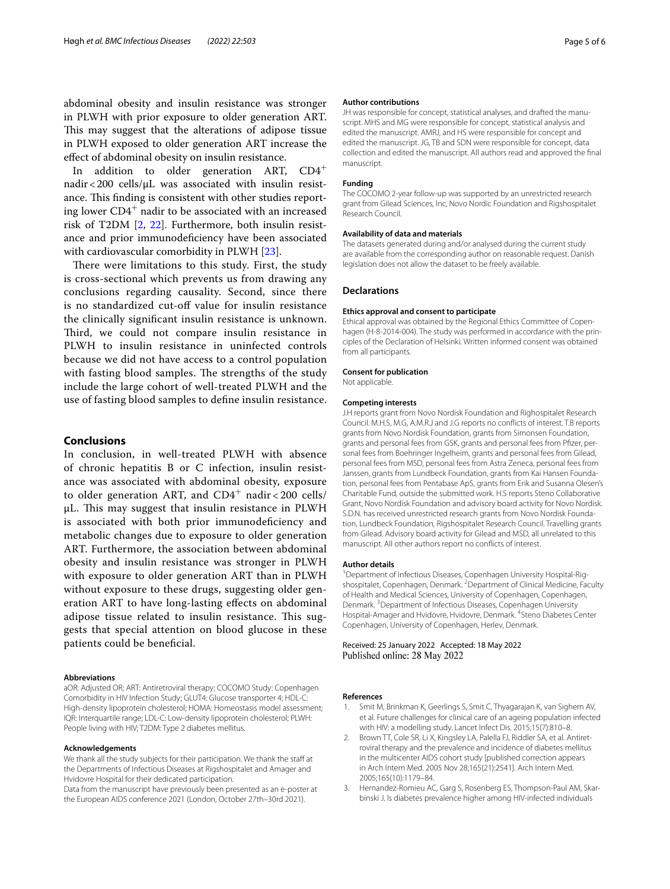abdominal obesity and insulin resistance was stronger in PLWH with prior exposure to older generation ART. This may suggest that the alterations of adipose tissue in PLWH exposed to older generation ART increase the effect of abdominal obesity on insulin resistance.

In addition to older generation ART, $CD4^+$ nadir < 200 cells/µL was associated with insulin resistance. This finding is consistent with other studies reporting lower $CD4^+$ nadir to be associated with an increased risk of T2DM [2, 22]. Furthermore, both insulin resistance and prior immunodeficiency have been associated with cardiovascular comorbidity in PLWH [23].

There were limitations to this study. First, the study is cross-sectional which prevents us from drawing any conclusions regarding causality. Second, since there is no standardized cut-off value for insulin resistance the clinically significant insulin resistance is unknown. Third, we could not compare insulin resistance in PLWH to insulin resistance in uninfected controls because we did not have access to a control population with fasting blood samples. The strengths of the study include the large cohort of well-treated PLWH and the use of fasting blood samples to define insulin resistance.

## Conclusions

In conclusion, in well-treated PLWH with absence of chronic hepatitis B or C infection, insulin resistance was associated with abdominal obesity, exposure to older generation ART, and $CD4^+$ nadir < 200 cells/µL. This may suggest that insulin resistance in PLWH is associated with both prior immunodeficiency and metabolic changes due to exposure to older generation ART. Furthermore, the association between abdominal obesity and insulin resistance was stronger in PLWH with exposure to older generation ART than in PLWH without exposure to these drugs, suggesting older generation ART to have long-lasting effects on abdominal adipose tissue related to insulin resistance. This suggests that special attention on blood glucose in these patients could be beneficial.

#### Abbreviations

aOR: Adjusted OR; ART: Antiretroviral therapy; COCOMO Study: Copenhagen Comorbidity in HIV Infection Study; GLUT4: Glucose transporter 4; HDL-C: High-density lipoprotein cholesterol; HOMA: Homeostasis model assessment; IQR: Interquartile range; LDL-C: Low-density lipoprotein cholesterol; PLWH: People living with HIV; T2DM: Type 2 diabetes mellitus.

#### Acknowledgements

We thank all the study subjects for their participation. We thank the staff at the Departments of Infectious Diseases at Rigshospitalet and Amager and Hvidovre Hospital for their dedicated participation.

Data from the manuscript have previously been presented as an e-poster at the European AIDS conference 2021 (London, October 27th–30rd 2021).

#### Author contributions

JH was responsible for concept, statistical analyses, and drafted the manuscript. MHS and MG were responsible for concept, statistical analysis and edited the manuscript. AMRJ, and HS were responsible for concept and edited the manuscript. JG, TB and SDN were responsible for concept, data collection and edited the manuscript. All authors read and approved the final manuscript.

#### Funding

The COCOMO 2-year follow-up was supported by an unrestricted research grant from Gilead Sciences, Inc, Novo Nordic Foundation and Rigshospitalet Research Council.

#### Availability of data and materials

The datasets generated during and/or analysed during the current study are available from the corresponding author on reasonable request. Danish legislation does not allow the dataset to be freely available.

### Declarations

#### Ethics approval and consent to participate

Ethical approval was obtained by the Regional Ethics Committee of Copenhagen (H-8-2014-004). The study was performed in accordance with the principles of the Declaration of Helsinki. Written informed consent was obtained from all participants.

#### Consent for publication

Not applicable.

#### Competing interests

J.H reports grant from Novo Nordisk Foundation and Righospitalet Research Council. M.H.S, M.G, A.M.R.J and J.G reports no conflicts of interest. T.B reports grants from Novo Nordisk Foundation, grants from Simonsen Foundation, grants and personal fees from GSK, grants and personal fees from Pfizer, personal fees from Boehringer Ingelheim, grants and personal fees from Gilead, personal fees from MSD, personal fees from Astra Zeneca, personal fees from Janssen, grants from Lundbeck Foundation, grants from Kai Hansen Foundation, personal fees from Pentabase ApS, grants from Erik and Susanna Olesen's Charitable Fund, outside the submitted work. H.S reports Steno Collaborative Grant, Novo Nordisk Foundation and advisory board activity for Novo Nordisk. S.D.N. has received unrestricted research grants from Novo Nordisk Foundation, Lundbeck Foundation, Rigshospitalet Research Council. Travelling grants from Gilead. Advisory board activity for Gilead and MSD, all unrelated to this manuscript. All other authors report no conflicts of interest.

#### Author details

[1] Department of Infectious Diseases, Copenhagen University Hospital-Rigshospitalet, Copenhagen, Denmark. [2] Department of Clinical Medicine, Faculty of Health and Medical Sciences, University of Copenhagen, Copenhagen, Denmark. [3] Department of Infectious Diseases, Copenhagen University Hospital-Amager and Hvidovre, Hvidovre, Denmark. [4] Steno Diabetes Center Copenhagen, University of Copenhagen, Herlev, Denmark.

Received: 25 January 2022 Accepted: 18 May 2022
Published online: 28 May 2022

#### References

1. Smit M, Brinkman K, Geerlings S, Smit C, Thyagarajan K, van Sighem AV, et al. Future challenges for clinical care of an ageing population infected with HIV: a modelling study. Lancet Infect Dis. 2015;15(7):810–8.
2. Brown TT, Cole SR, Li X, Kingsley LA, Palella FJ, Riddler SA, et al. Antiretroviral therapy and the prevalence and incidence of diabetes mellitus in the multicenter AIDS cohort study [published correction appears in Arch Intern Med. 2005 Nov 28;165(21):2541]. Arch Intern Med. 2005;165(10):1179–84.
3. Hernandez-Romieu AC, Garg S, Rosenberg ES, Thompson-Paul AM, Skarbinski J. Is diabetes prevalence higher among HIV-infected individuals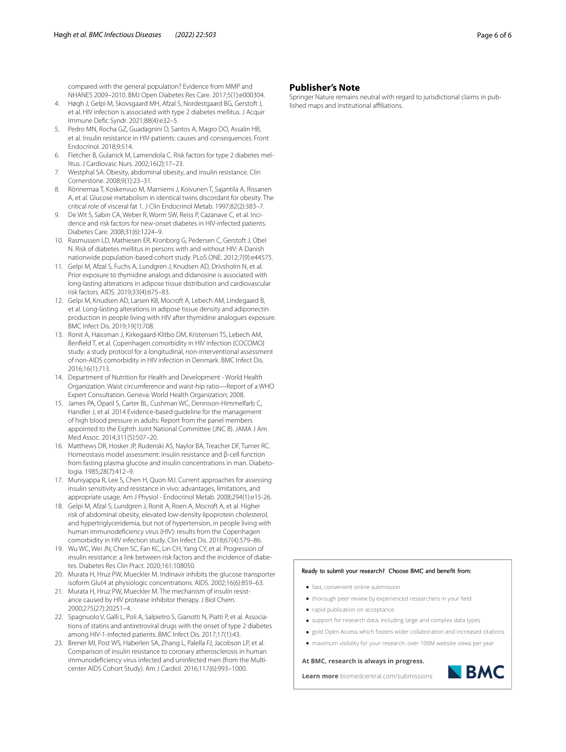compared with the general population? Evidence from MMP and NHANES 2009–2010. BMJ Open Diabetes Res Care. 2017;5(1):e000304.
4. Høgh J, Gelpi M, Skovsgaard MH, Afzal S, Nordestgaard BG, Gerstoft J, et al. HIV infection is associated with type 2 diabetes mellitus. J Acquir Immune Defic Syndr. 2021;88(4):e32–5.
5. Pedro MN, Rocha GZ, Guadagnini D, Santos A, Magro DO, Assalin HB, et al. Insulin resistance in HIV-patients: causes and consequences. Front Endocrinol. 2018;9:514.
6. Fletcher B, Gulanick M, Lamendola C. Risk factors for type 2 diabetes mellitus. J Cardiovasc Nurs. 2002;16(2):17–23.
7. Westphal SA. Obesity, abdominal obesity, and insulin resistance. Clin Cornerstone. 2008;9(1):23–31.
8. Rönnemaa T, Koskenvuo M, Marniemi J, Koivunen T, Sajantila A, Rissanen A, et al. Glucose metabolism in identical twins discordant for obesity. The critical role of visceral fat 1. J Clin Endocrinol Metab. 1997;82(2):383–7.
9. De Wit S, Sabin CA, Weber R, Worm SW, Reiss P, Cazanave C, et al. Incidence and risk factors for new-onset diabetes in HIV-infected patients. Diabetes Care. 2008;31(6):1224–9.
10. Rasmussen LD, Mathiesen ER, Kronborg G, Pedersen C, Gerstoft J, Obel N. Risk of diabetes mellitus in persons with and without HIV: A Danish nationwide population-based cohort study. PLoS ONE. 2012;7(9):e44575.
11. Gelpi M, Afzal S, Fuchs A, Lundgren J, Knudsen AD, Drivsholm N, et al. Prior exposure to thymidine analogs and didanosine is associated with long-lasting alterations in adipose tissue distribution and cardiovascular risk factors. AIDS. 2019;33(4):675–83.
12. Gelpi M, Knudsen AD, Larsen KB, Mocroft A, Lebech AM, Lindegaard B, et al. Long-lasting alterations in adipose tissue density and adiponectin production in people living with HIV after thymidine analogues exposure. BMC Infect Dis. 2019;19(1):708.
13. Ronit A, Haissman J, Kirkegaard-Klitbo DM, Kristensen TS, Lebech AM, Benfield T, et al. Copenhagen comorbidity in HIV infection (COCOMO) study: a study protocol for a longitudinal, non-interventional assessment of non-AIDS comorbidity in HIV infection in Denmark. BMC Infect Dis. 2016;16(1):713.
14. Department of Nutrition for Health and Development - World Health Organization. Waist circumference and waist-hip ratio—Report of a WHO Expert Consultation. Geneva: World Health Organization; 2008.
15. James PA, Oparil S, Carter BL, Cushman WC, Dennison-Himmelfarb C, Handler J, et al. 2014 Evidence-based guideline for the management of high blood pressure in adults: Report from the panel members appointed to the Eighth Joint National Committee (JNC 8). JAMA J Am Med Assoc. 2014;311(5):507–20.
16. Matthews DR, Hosker JP, Rudenski AS, Naylor BA, Treacher DF, Turner RC. Homeostasis model assessment: insulin resistance and β-cell function from fasting plasma glucose and insulin concentrations in man. Diabetologia. 1985;28(7):412–9.
17. Muniyappa R, Lee S, Chen H, Quon MJ. Current approaches for assessing insulin sensitivity and resistance in vivo: advantages, limitations, and appropriate usage. Am J Physiol - Endocrinol Metab. 2008;294(1):e15-26.
18. Gelpi M, Afzal S, Lundgren J, Ronit A, Roen A, Mocroft A, et al. Higher risk of abdominal obesity, elevated low-density lipoprotein cholesterol, and hypertriglyceridemia, but not of hypertension, in people living with human immunodeficiency virus (HIV): results from the Copenhagen comorbidity in HIV infection study. Clin Infect Dis. 2018;67(4):579–86.
19. Wu WC, Wei JN, Chen SC, Fan KC, Lin CH, Yang CY, et al. Progression of insulin resistance: a link between risk factors and the incidence of diabetes. Diabetes Res Clin Pract. 2020;161:108050.
20. Murata H, Hruz PW, Mueckler M. Indinavir inhibits the glucose transporter isoform Glut4 at physiologic concentrations. AIDS. 2002;16(6):859–63.
21. Murata H, Hruz PW, Mueckler M. The mechanism of insulin resistance caused by HIV protease inhibitor therapy. J Biol Chem. 2000;275(27):20251–4.
22. Spagnuolo V, Galli L, Poli A, Salpietro S, Gianotti N, Piatti P, et al. Associations of statins and antiretroviral drugs with the onset of type 2 diabetes among HIV-1-infected patients. BMC Infect Dis. 2017;17(1):43.
23. Brener MI, Post WS, Haberlen SA, Zhang L, Palella FJ, Jacobson LP, et al. Comparison of insulin resistance to coronary atherosclerosis in human immunodeficiency virus infected and uninfected men (from the Multicenter AIDS Cohort Study). Am J Cardiol. 2016;117(6):993–1000.

## Publisher's Note

Springer Nature remains neutral with regard to jurisdictional claims in published maps and institutional affiliations.

Ready to submit your research? Choose BMC and benefit from:

- fast, convenient online submission
- thorough peer review by experienced researchers in your field
- rapid publication on acceptance
- support for research data, including large and complex data types
- gold Open Access which fosters wider collaboration and increased citations
- maximum visibility for your research: over 100M website views per year

**At BMC, research is always in progress.**

**Learn more** biomedcentral.com/submissions

BMC